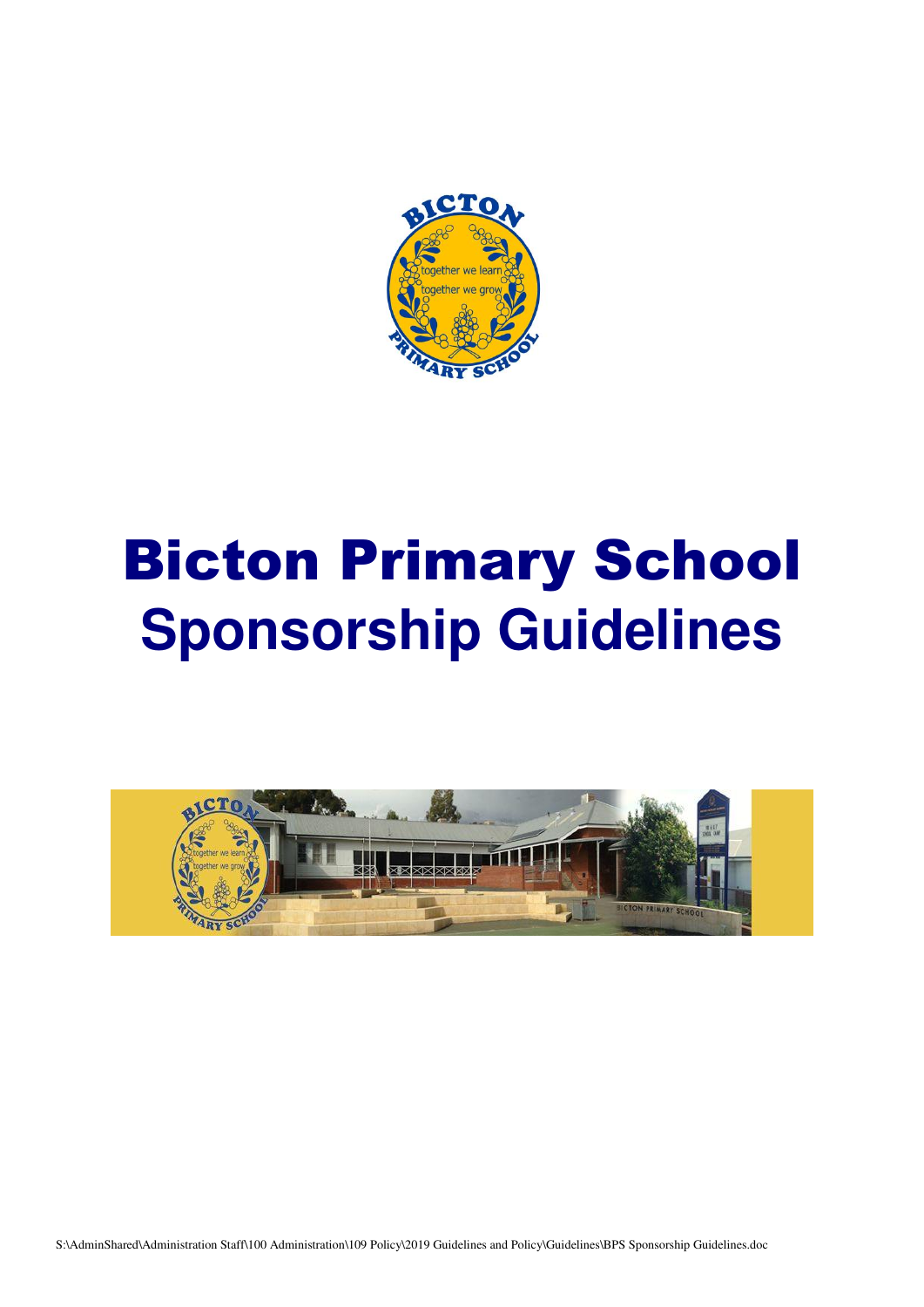# Bicton Primary School
## Sponsorship Guidelines

S:\AdminShared\Administration Staff\100 Administration\109 Policy\2019 Guidelines and Policy\Guidelines\BPS Sponsorship Guidelines.doc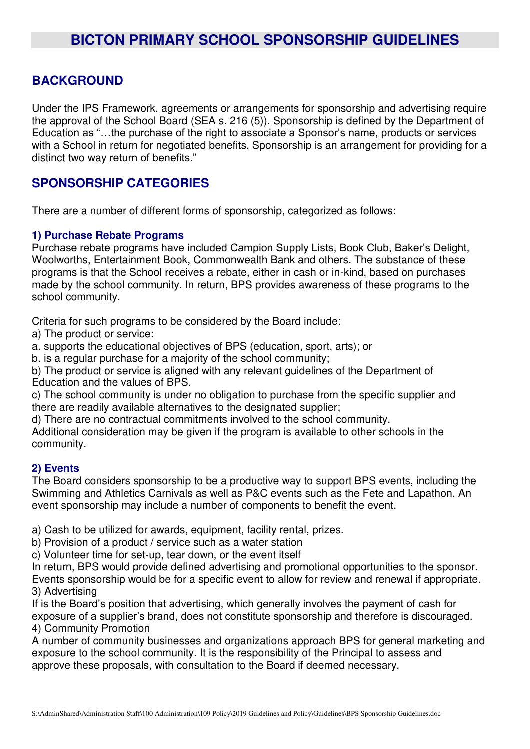# BICTON PRIMARY SCHOOL SPONSORSHIP GUIDELINES

## BACKGROUND

Under the IPS Framework, agreements or arrangements for sponsorship and advertising require the approval of the School Board (SEA s. 216 (5)). Sponsorship is defined by the Department of Education as "…the purchase of the right to associate a Sponsor's name, products or services with a School in return for negotiated benefits. Sponsorship is an arrangement for providing for a distinct two way return of benefits."

## SPONSORSHIP CATEGORIES

There are a number of different forms of sponsorship, categorized as follows:

### 1) Purchase Rebate Programs

Purchase rebate programs have included Campion Supply Lists, Book Club, Baker's Delight, Woolworths, Entertainment Book, Commonwealth Bank and others. The substance of these programs is that the School receives a rebate, either in cash or in-kind, based on purchases made by the school community. In return, BPS provides awareness of these programs to the school community.

Criteria for such programs to be considered by the Board include:

a) The product or service:

a. supports the educational objectives of BPS (education, sport, arts); or

b. is a regular purchase for a majority of the school community;

b) The product or service is aligned with any relevant guidelines of the Department of Education and the values of BPS.

c) The school community is under no obligation to purchase from the specific supplier and there are readily available alternatives to the designated supplier;

d) There are no contractual commitments involved to the school community.

Additional consideration may be given if the program is available to other schools in the community.

### 2) Events

The Board considers sponsorship to be a productive way to support BPS events, including the Swimming and Athletics Carnivals as well as P&C events such as the Fete and Lapathon. An event sponsorship may include a number of components to benefit the event.

a) Cash to be utilized for awards, equipment, facility rental, prizes.

b) Provision of a product / service such as a water station

c) Volunteer time for set-up, tear down, or the event itself

In return, BPS would provide defined advertising and promotional opportunities to the sponsor. Events sponsorship would be for a specific event to allow for review and renewal if appropriate.

3) Advertising

If is the Board's position that advertising, which generally involves the payment of cash for exposure of a supplier's brand, does not constitute sponsorship and therefore is discouraged.

4) Community Promotion

A number of community businesses and organizations approach BPS for general marketing and exposure to the school community. It is the responsibility of the Principal to assess and approve these proposals, with consultation to the Board if deemed necessary.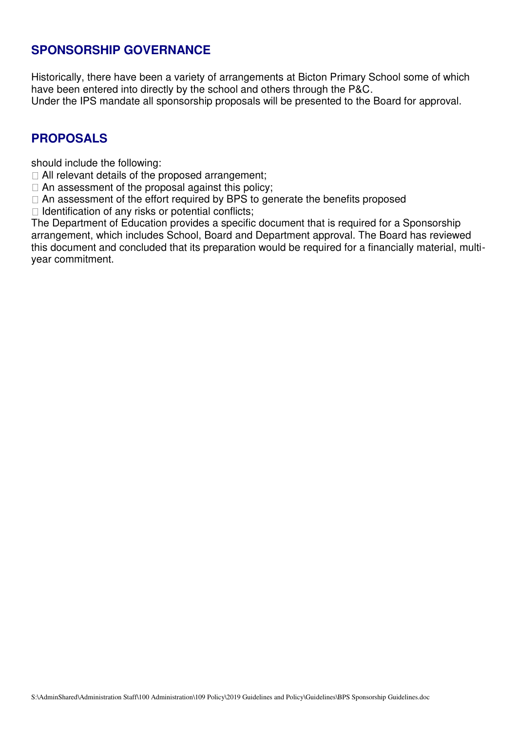## SPONSORSHIP GOVERNANCE

Historically, there have been a variety of arrangements at Bicton Primary School some of which have been entered into directly by the school and others through the P&C.
Under the IPS mandate all sponsorship proposals will be presented to the Board for approval.

## PROPOSALS

should include the following:

- All relevant details of the proposed arrangement;
- An assessment of the proposal against this policy;
- An assessment of the effort required by BPS to generate the benefits proposed
- Identification of any risks or potential conflicts;

The Department of Education provides a specific document that is required for a Sponsorship arrangement, which includes School, Board and Department approval. The Board has reviewed this document and concluded that its preparation would be required for a financially material, multi-year commitment.